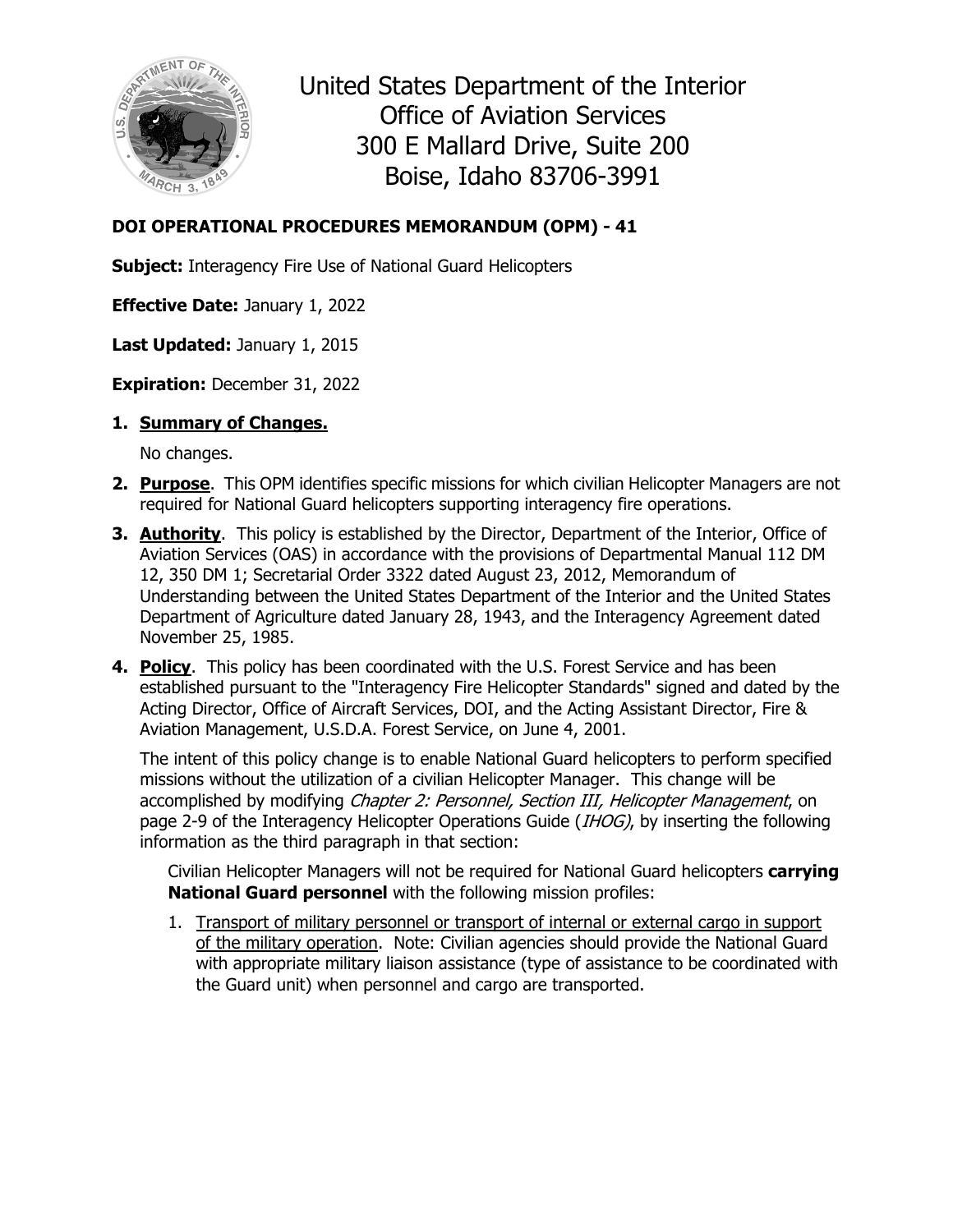# United States Department of the Interior
# Office of Aviation Services
# 300 E Mallard Drive, Suite 200
# Boise, Idaho 83706-3991

**DOI OPERATIONAL PROCEDURES MEMORANDUM (OPM) - 41**

**Subject:** Interagency Fire Use of National Guard Helicopters

**Effective Date:** January 1, 2022

**Last Updated:** January 1, 2015

**Expiration:** December 31, 2022

1. **Summary of Changes.**

   No changes.

2. **Purpose**. This OPM identifies specific missions for which civilian Helicopter Managers are not required for National Guard helicopters supporting interagency fire operations.

3. **Authority**. This policy is established by the Director, Department of the Interior, Office of Aviation Services (OAS) in accordance with the provisions of Departmental Manual 112 DM 12, 350 DM 1; Secretarial Order 3322 dated August 23, 2012, Memorandum of Understanding between the United States Department of the Interior and the United States Department of Agriculture dated January 28, 1943, and the Interagency Agreement dated November 25, 1985.

4. **Policy**. This policy has been coordinated with the U.S. Forest Service and has been established pursuant to the "Interagency Fire Helicopter Standards" signed and dated by the Acting Director, Office of Aircraft Services, DOI, and the Acting Assistant Director, Fire & Aviation Management, U.S.D.A. Forest Service, on June 4, 2001.

   The intent of this policy change is to enable National Guard helicopters to perform specified missions without the utilization of a civilian Helicopter Manager. This change will be accomplished by modifying *Chapter 2: Personnel, Section III, Helicopter Management*, on page 2-9 of the Interagency Helicopter Operations Guide (*IHOG)*, by inserting the following information as the third paragraph in that section:

   > Civilian Helicopter Managers will not be required for National Guard helicopters **carrying National Guard personnel** with the following mission profiles:
   >
   > 1. Transport of military personnel or transport of internal or external cargo in support of the military operation. Note: Civilian agencies should provide the National Guard with appropriate military liaison assistance (type of assistance to be coordinated with the Guard unit) when personnel and cargo are transported.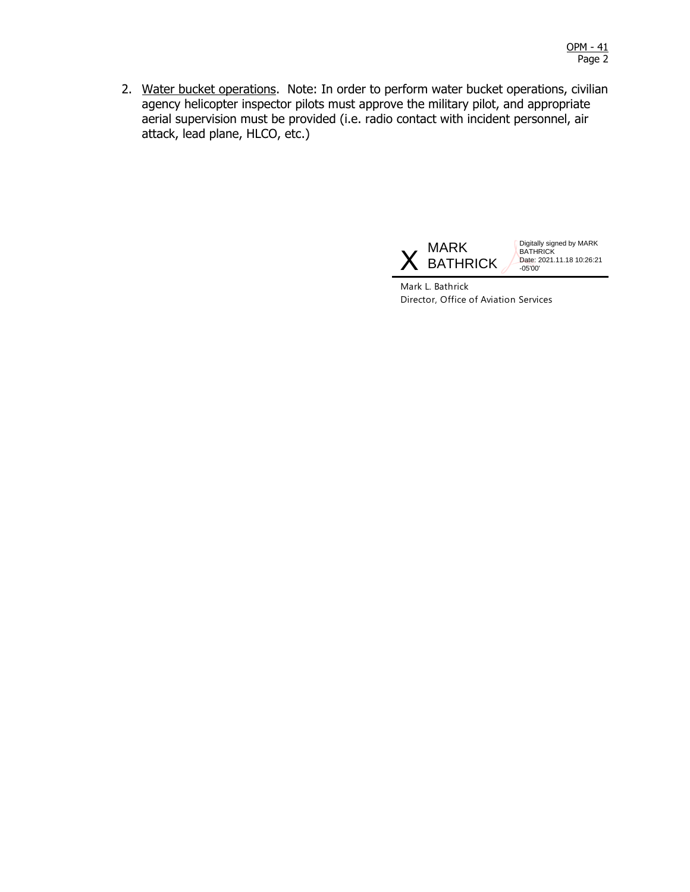2. Water bucket operations. Note: In order to perform water bucket operations, civilian agency helicopter inspector pilots must approve the military pilot, and appropriate aerial supervision must be provided (i.e. radio contact with incident personnel, air attack, lead plane, HLCO, etc.)

X MARK BATHRICK

Digitally signed by MARK BATHRICK
Date: 2021.11.18 10:26:21 -05'00'

Mark L. Bathrick
Director, Office of Aviation Services